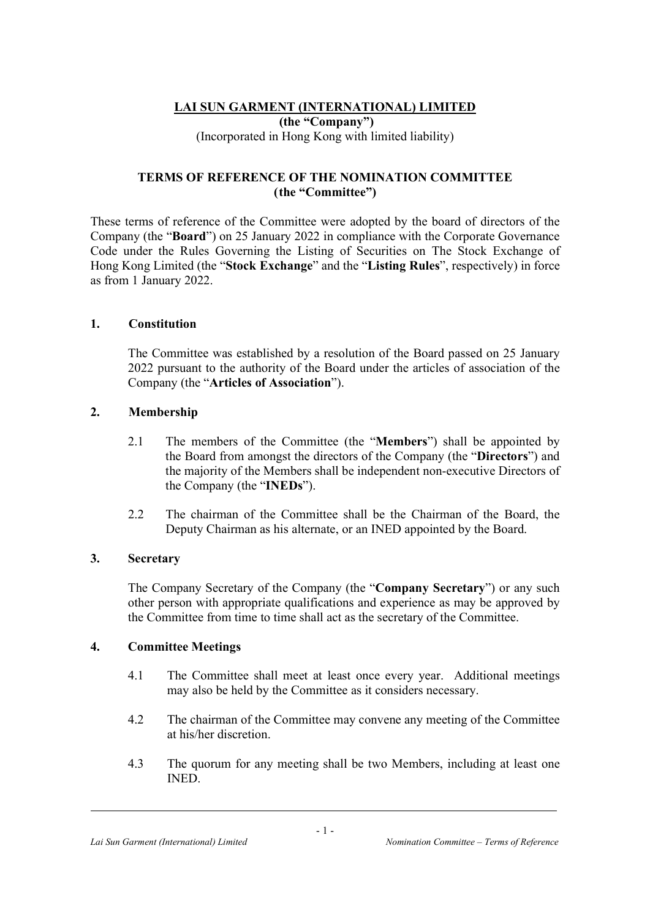**LAI SUN GARMENT (INTERNATIONAL) LIMITED**
**(the "Company")**
(Incorporated in Hong Kong with limited liability)

# TERMS OF REFERENCE OF THE NOMINATION COMMITTEE
**(the "Committee")**

These terms of reference of the Committee were adopted by the board of directors of the Company (the "**Board**") on 25 January 2022 in compliance with the Corporate Governance Code under the Rules Governing the Listing of Securities on The Stock Exchange of Hong Kong Limited (the "**Stock Exchange**" and the "**Listing Rules**", respectively) in force as from 1 January 2022.

## 1. Constitution

The Committee was established by a resolution of the Board passed on 25 January 2022 pursuant to the authority of the Board under the articles of association of the Company (the "**Articles of Association**").

## 2. Membership

2.1 The members of the Committee (the "**Members**") shall be appointed by the Board from amongst the directors of the Company (the "**Directors**") and the majority of the Members shall be independent non-executive Directors of the Company (the "**INEDs**").

2.2 The chairman of the Committee shall be the Chairman of the Board, the Deputy Chairman as his alternate, or an INED appointed by the Board.

## 3. Secretary

The Company Secretary of the Company (the "**Company Secretary**") or any such other person with appropriate qualifications and experience as may be approved by the Committee from time to time shall act as the secretary of the Committee.

## 4. Committee Meetings

4.1 The Committee shall meet at least once every year. Additional meetings may also be held by the Committee as it considers necessary.

4.2 The chairman of the Committee may convene any meeting of the Committee at his/her discretion.

4.3 The quorum for any meeting shall be two Members, including at least one INED.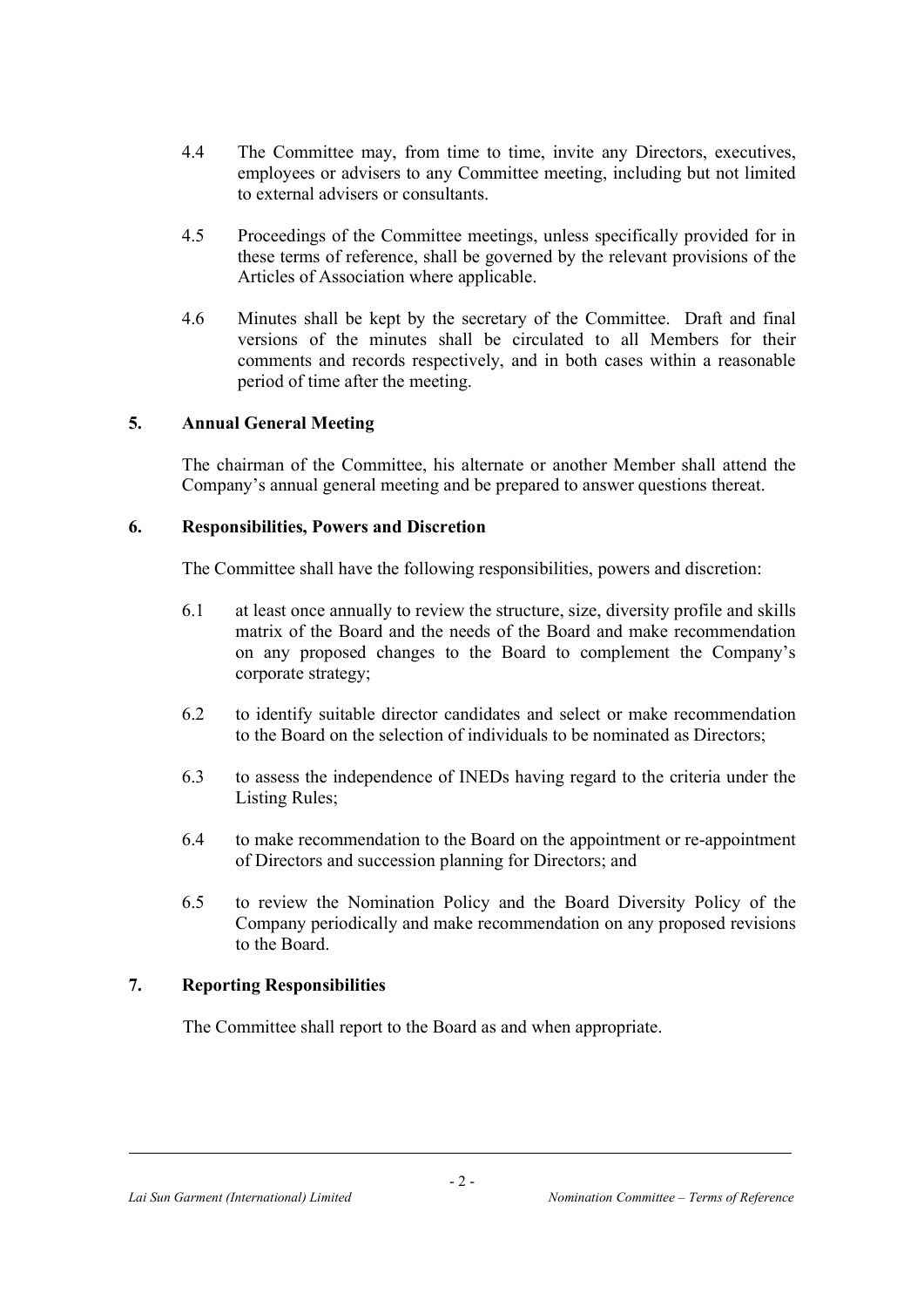4.4 The Committee may, from time to time, invite any Directors, executives, employees or advisers to any Committee meeting, including but not limited to external advisers or consultants.

4.5 Proceedings of the Committee meetings, unless specifically provided for in these terms of reference, shall be governed by the relevant provisions of the Articles of Association where applicable.

4.6 Minutes shall be kept by the secretary of the Committee. Draft and final versions of the minutes shall be circulated to all Members for their comments and records respectively, and in both cases within a reasonable period of time after the meeting.

## 5. Annual General Meeting

The chairman of the Committee, his alternate or another Member shall attend the Company's annual general meeting and be prepared to answer questions thereat.

## 6. Responsibilities, Powers and Discretion

The Committee shall have the following responsibilities, powers and discretion:

6.1 at least once annually to review the structure, size, diversity profile and skills matrix of the Board and the needs of the Board and make recommendation on any proposed changes to the Board to complement the Company's corporate strategy;

6.2 to identify suitable director candidates and select or make recommendation to the Board on the selection of individuals to be nominated as Directors;

6.3 to assess the independence of INEDs having regard to the criteria under the Listing Rules;

6.4 to make recommendation to the Board on the appointment or re-appointment of Directors and succession planning for Directors; and

6.5 to review the Nomination Policy and the Board Diversity Policy of the Company periodically and make recommendation on any proposed revisions to the Board.

## 7. Reporting Responsibilities

The Committee shall report to the Board as and when appropriate.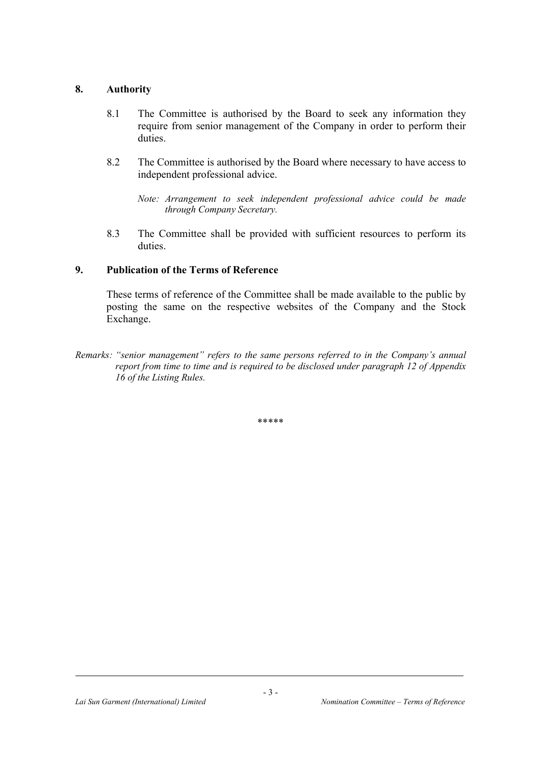## 8. Authority

8.1 The Committee is authorised by the Board to seek any information they require from senior management of the Company in order to perform their duties.

8.2 The Committee is authorised by the Board where necessary to have access to independent professional advice.

*Note: Arrangement to seek independent professional advice could be made through Company Secretary.*

8.3 The Committee shall be provided with sufficient resources to perform its duties.

## 9. Publication of the Terms of Reference

These terms of reference of the Committee shall be made available to the public by posting the same on the respective websites of the Company and the Stock Exchange.

*Remarks: "senior management" refers to the same persons referred to in the Company's annual report from time to time and is required to be disclosed under paragraph 12 of Appendix 16 of the Listing Rules.*

*****